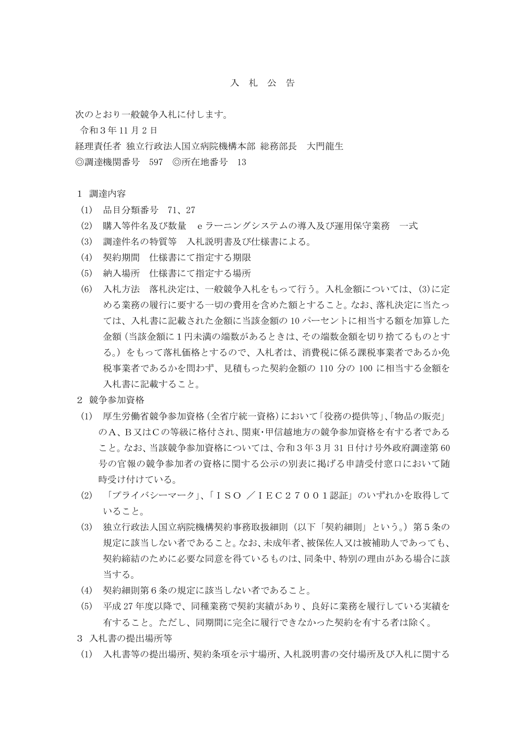# 入　札　公　告

次のとおり一般競争入札に付します。

令和３年 11 月２日

経理責任者 独立行政法人国立病院機構本部 総務部長　大門龍生

◎調達機関番号　597　◎所在地番号　13

１ 調達内容

（1） 品目分類番号　71、27

（2） 購入等件名及び数量　ｅラーニングシステムの導入及び運用保守業務　一式

（3） 調達件名の特質等　入札説明書及び仕様書による。

（4） 契約期間　仕様書にて指定する期限

（5） 納入場所　仕様書にて指定する場所

（6） 入札方法　落札決定は、一般競争入札をもって行う。入札金額については、(3)に定める業務の履行に要する一切の費用を含めた額とすること。なお、落札決定に当たっては、入札書に記載された金額に当該金額の 10 パーセントに相当する額を加算した金額（当該金額に１円未満の端数があるときは、その端数金額を切り捨てるものとする。）をもって落札価格とするので、入札者は、消費税に係る課税事業者であるか免税事業者であるかを問わず、見積もった契約金額の 110 分の 100 に相当する金額を入札書に記載すること。

２ 競争参加資格

（1） 厚生労働省競争参加資格（全省庁統一資格）において「役務の提供等」、「物品の販売」のＡ、Ｂ又はＣの等級に格付され、関東･甲信越地方の競争参加資格を有する者であること。なお、当該競争参加資格については、令和３年３月 31 日付け号外政府調達第 60 号の官報の競争参加者の資格に関する公示の別表に掲げる申請受付窓口において随時受け付けている。

（2） 「プライバシーマーク」、「ＩＳＯ ／ＩＥＣ２７００１認証」のいずれかを取得していること。

（3） 独立行政法人国立病院機構契約事務取扱細則（以下「契約細則」という。）第５条の規定に該当しない者であること。なお、未成年者、被保佐人又は被補助人であっても、契約締結のために必要な同意を得ているものは、同条中、特別の理由がある場合に該当する。

（4） 契約細則第６条の規定に該当しない者であること。

（5） 平成 27 年度以降で、同種業務で契約実績があり、良好に業務を履行している実績を有すること。ただし、同期間に完全に履行できなかった契約を有する者は除く。

３ 入札書の提出場所等

（1） 入札書等の提出場所、契約条項を示す場所、入札説明書の交付場所及び入札に関する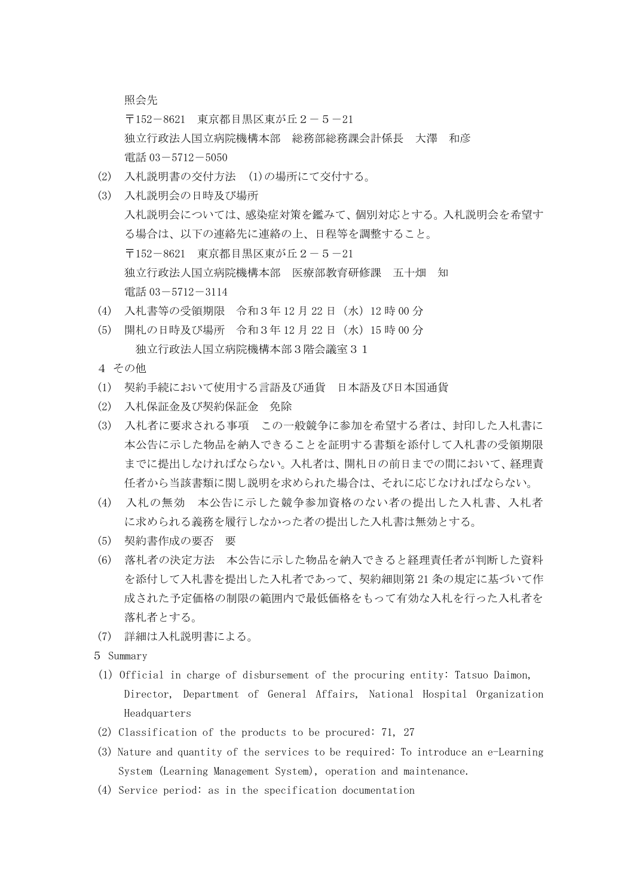照会先

〒152－8621　東京都目黒区東が丘２－５－21

独立行政法人国立病院機構本部　総務部総務課会計係長　大澤　和彦

電話 03－5712－5050

(2)　入札説明書の交付方法　(1)の場所にて交付する。

(3)　入札説明会の日時及び場所

入札説明会については、感染症対策を鑑みて、個別対応とする。入札説明会を希望する場合は、以下の連絡先に連絡の上、日程等を調整すること。

〒152－8621　東京都目黒区東が丘２－５－21

独立行政法人国立病院機構本部　医療部教育研修課　五十畑　知

電話 03－5712－3114

(4)　入札書等の受領期限　令和３年 12 月 22 日（水）12 時 00 分

(5)　開札の日時及び場所　令和３年 12 月 22 日（水）15 時 00 分

独立行政法人国立病院機構本部３階会議室３１

４ その他

(1)　契約手続において使用する言語及び通貨　日本語及び日本国通貨

(2)　入札保証金及び契約保証金　免除

(3)　入札者に要求される事項　この一般競争に参加を希望する者は、封印した入札書に本公告に示した物品を納入できることを証明する書類を添付して入札書の受領期限までに提出しなければならない。入札者は、開札日の前日までの間において、経理責任者から当該書類に関し説明を求められた場合は、それに応じなければならない。

(4)　入札の無効　本公告に示した競争参加資格のない者の提出した入札書、入札者に求められる義務を履行しなかった者の提出した入札書は無効とする。

(5)　契約書作成の要否　要

(6)　落札者の決定方法　本公告に示した物品を納入できると経理責任者が判断した資料を添付して入札書を提出した入札者であって、契約細則第 21 条の規定に基づいて作成された予定価格の制限の範囲内で最低価格をもって有効な入札を行った入札者を落札者とする。

(7)　詳細は入札説明書による。

5 Summary

(1) Official in charge of disbursement of the procuring entity: Tatsuo Daimon, Director, Department of General Affairs, National Hospital Organization Headquarters

(2) Classification of the products to be procured: 71, 27

(3) Nature and quantity of the services to be required: To introduce an e-Learning System (Learning Management System), operation and maintenance.

(4) Service period: as in the specification documentation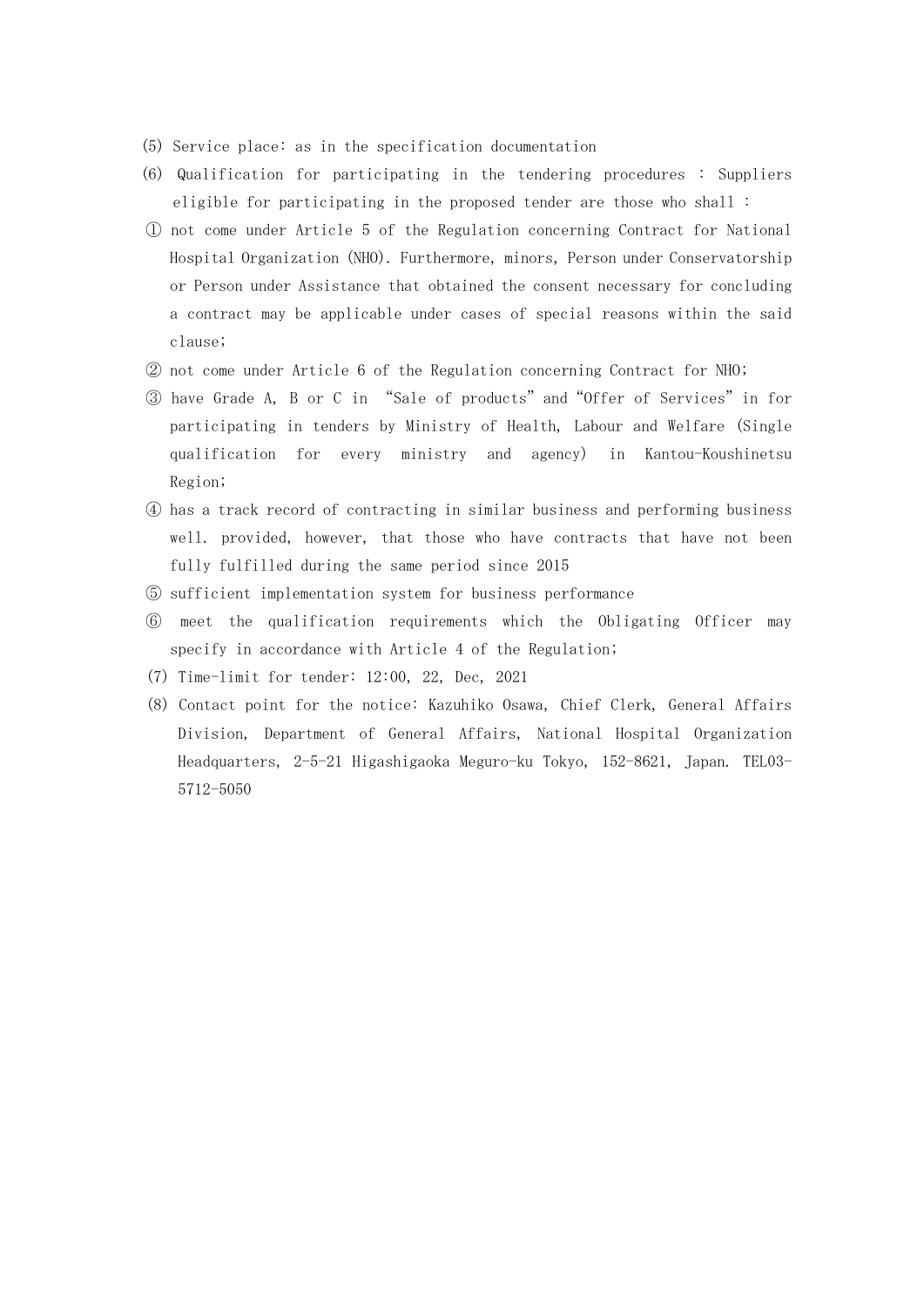(5) Service place: as in the specification documentation

(6) Qualification for participating in the tendering procedures : Suppliers eligible for participating in the proposed tender are those who shall :

① not come under Article 5 of the Regulation concerning Contract for National Hospital Organization (NHO). Furthermore, minors, Person under Conservatorship or Person under Assistance that obtained the consent necessary for concluding a contract may be applicable under cases of special reasons within the said clause;

② not come under Article 6 of the Regulation concerning Contract for NHO;

③ have Grade A, B or C in "Sale of products" and "Offer of Services" in for participating in tenders by Ministry of Health, Labour and Welfare (Single qualification for every ministry and agency) in Kantou-Koushinetsu Region;

④ has a track record of contracting in similar business and performing business well. provided, however, that those who have contracts that have not been fully fulfilled during the same period since 2015

⑤ sufficient implementation system for business performance

⑥ meet the qualification requirements which the Obligating Officer may specify in accordance with Article 4 of the Regulation;

(7) Time-limit for tender: 12:00, 22, Dec, 2021

(8) Contact point for the notice: Kazuhiko Osawa, Chief Clerk, General Affairs Division, Department of General Affairs, National Hospital Organization Headquarters, 2-5-21 Higashigaoka Meguro-ku Tokyo, 152-8621, Japan. TEL03-5712-5050